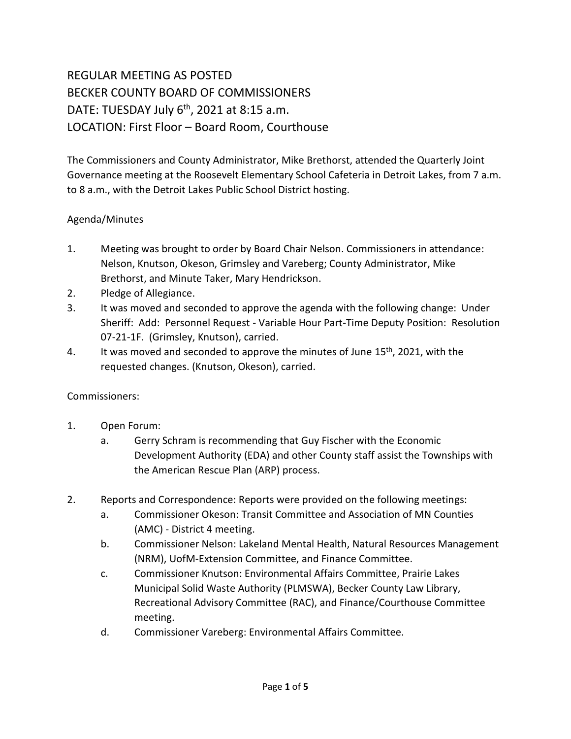# REGULAR MEETING AS POSTED
# BECKER COUNTY BOARD OF COMMISSIONERS
# DATE: TUESDAY July 6th, 2021 at 8:15 a.m.
# LOCATION: First Floor – Board Room, Courthouse

The Commissioners and County Administrator, Mike Brethorst, attended the Quarterly Joint Governance meeting at the Roosevelt Elementary School Cafeteria in Detroit Lakes, from 7 a.m. to 8 a.m., with the Detroit Lakes Public School District hosting.

Agenda/Minutes

1. Meeting was brought to order by Board Chair Nelson. Commissioners in attendance: Nelson, Knutson, Okeson, Grimsley and Vareberg; County Administrator, Mike Brethorst, and Minute Taker, Mary Hendrickson.
2. Pledge of Allegiance.
3. It was moved and seconded to approve the agenda with the following change: Under Sheriff: Add: Personnel Request - Variable Hour Part-Time Deputy Position: Resolution 07-21-1F. (Grimsley, Knutson), carried.
4. It was moved and seconded to approve the minutes of June 15th, 2021, with the requested changes. (Knutson, Okeson), carried.

Commissioners:

1. Open Forum:
   a. Gerry Schram is recommending that Guy Fischer with the Economic Development Authority (EDA) and other County staff assist the Townships with the American Rescue Plan (ARP) process.

2. Reports and Correspondence: Reports were provided on the following meetings:
   a. Commissioner Okeson: Transit Committee and Association of MN Counties (AMC) - District 4 meeting.
   b. Commissioner Nelson: Lakeland Mental Health, Natural Resources Management (NRM), UofM-Extension Committee, and Finance Committee.
   c. Commissioner Knutson: Environmental Affairs Committee, Prairie Lakes Municipal Solid Waste Authority (PLMSWA), Becker County Law Library, Recreational Advisory Committee (RAC), and Finance/Courthouse Committee meeting.
   d. Commissioner Vareberg: Environmental Affairs Committee.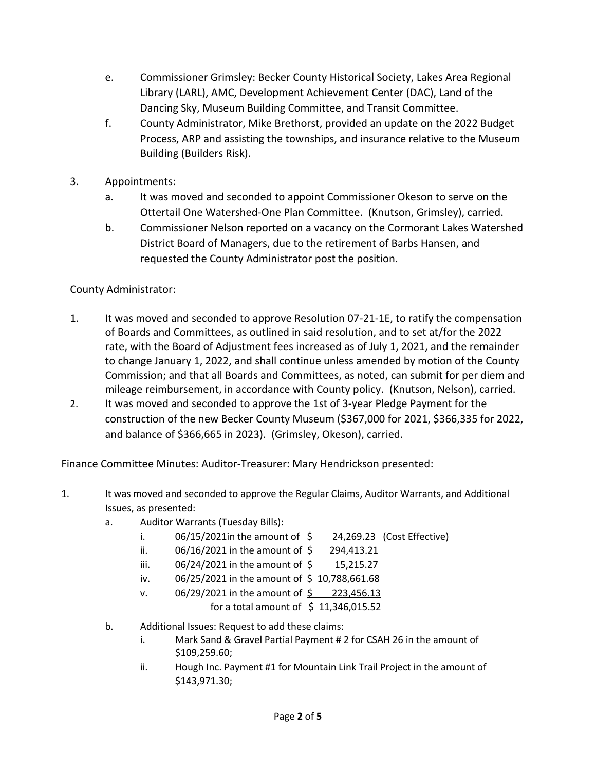e. Commissioner Grimsley: Becker County Historical Society, Lakes Area Regional Library (LARL), AMC, Development Achievement Center (DAC), Land of the Dancing Sky, Museum Building Committee, and Transit Committee.

f. County Administrator, Mike Brethorst, provided an update on the 2022 Budget Process, ARP and assisting the townships, and insurance relative to the Museum Building (Builders Risk).

3. Appointments:
   a. It was moved and seconded to appoint Commissioner Okeson to serve on the Ottertail One Watershed-One Plan Committee. (Knutson, Grimsley), carried.
   b. Commissioner Nelson reported on a vacancy on the Cormorant Lakes Watershed District Board of Managers, due to the retirement of Barbs Hansen, and requested the County Administrator post the position.

County Administrator:

1. It was moved and seconded to approve Resolution 07-21-1E, to ratify the compensation of Boards and Committees, as outlined in said resolution, and to set at/for the 2022 rate, with the Board of Adjustment fees increased as of July 1, 2021, and the remainder to change January 1, 2022, and shall continue unless amended by motion of the County Commission; and that all Boards and Committees, as noted, can submit for per diem and mileage reimbursement, in accordance with County policy. (Knutson, Nelson), carried.
2. It was moved and seconded to approve the 1st of 3-year Pledge Payment for the construction of the new Becker County Museum ($367,000 for 2021, $366,335 for 2022, and balance of $366,665 in 2023). (Grimsley, Okeson), carried.

Finance Committee Minutes: Auditor-Treasurer: Mary Hendrickson presented:

1. It was moved and seconded to approve the Regular Claims, Auditor Warrants, and Additional Issues, as presented:
   a. Auditor Warrants (Tuesday Bills):
      i. 06/15/2021in the amount of $ 24,269.23 (Cost Effective)
      ii. 06/16/2021 in the amount of $ 294,413.21
      iii. 06/24/2021 in the amount of $ 15,215.27
      iv. 06/25/2021 in the amount of $ 10,788,661.68
      v. 06/29/2021 in the amount of $ 223,456.13

      for a total amount of $ 11,346,015.52
   b. Additional Issues: Request to add these claims:
      i. Mark Sand & Gravel Partial Payment # 2 for CSAH 26 in the amount of $109,259.60;
      ii. Hough Inc. Payment #1 for Mountain Link Trail Project in the amount of $143,971.30;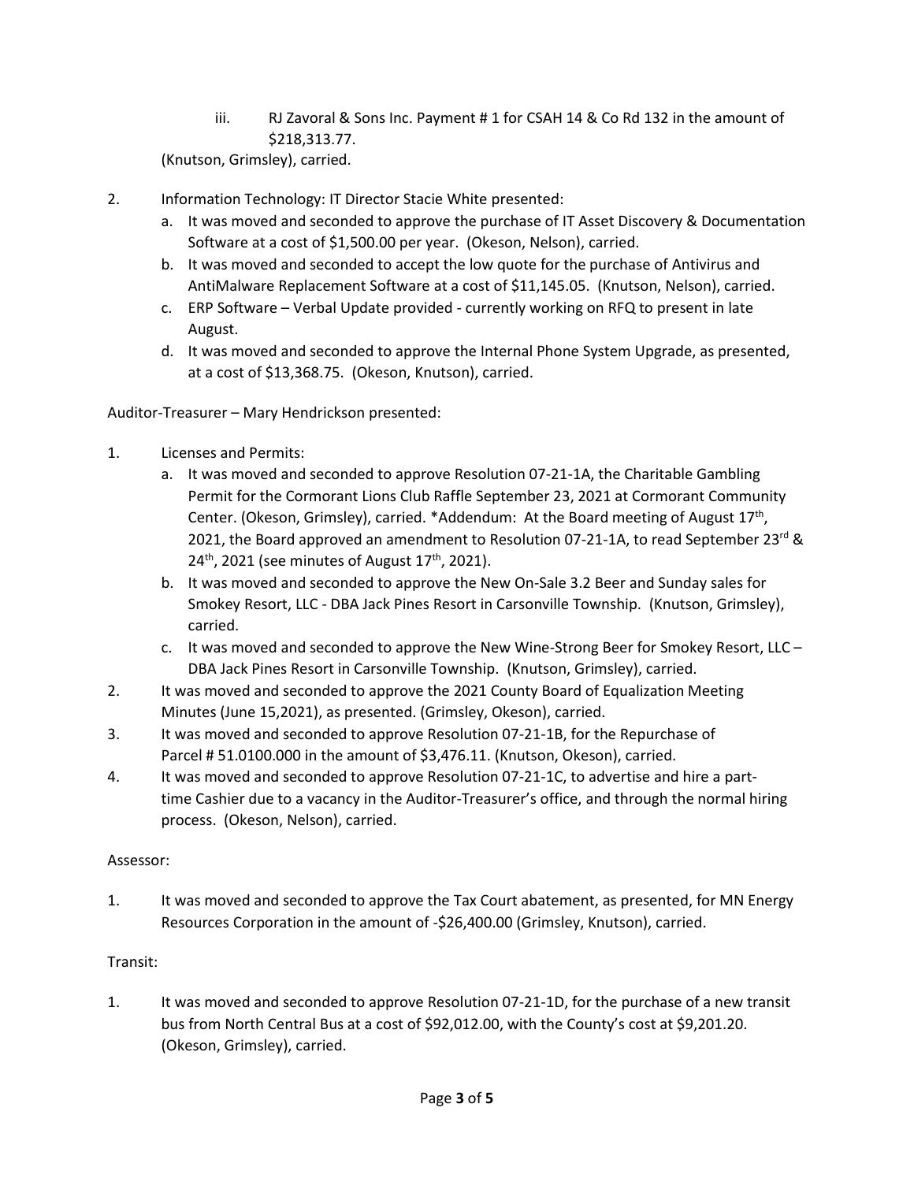iii. RJ Zavoral & Sons Inc. Payment # 1 for CSAH 14 & Co Rd 132 in the amount of $218,313.77.

(Knutson, Grimsley), carried.

2. Information Technology: IT Director Stacie White presented:
   a. It was moved and seconded to approve the purchase of IT Asset Discovery & Documentation Software at a cost of $1,500.00 per year. (Okeson, Nelson), carried.
   b. It was moved and seconded to accept the low quote for the purchase of Antivirus and AntiMalware Replacement Software at a cost of $11,145.05. (Knutson, Nelson), carried.
   c. ERP Software – Verbal Update provided - currently working on RFQ to present in late August.
   d. It was moved and seconded to approve the Internal Phone System Upgrade, as presented, at a cost of $13,368.75. (Okeson, Knutson), carried.

Auditor-Treasurer – Mary Hendrickson presented:

1. Licenses and Permits:
   a. It was moved and seconded to approve Resolution 07-21-1A, the Charitable Gambling Permit for the Cormorant Lions Club Raffle September 23, 2021 at Cormorant Community Center. (Okeson, Grimsley), carried. *Addendum: At the Board meeting of August 17th, 2021, the Board approved an amendment to Resolution 07-21-1A, to read September 23rd & 24th, 2021 (see minutes of August 17th, 2021).
   b. It was moved and seconded to approve the New On-Sale 3.2 Beer and Sunday sales for Smokey Resort, LLC - DBA Jack Pines Resort in Carsonville Township. (Knutson, Grimsley), carried.
   c. It was moved and seconded to approve the New Wine-Strong Beer for Smokey Resort, LLC – DBA Jack Pines Resort in Carsonville Township. (Knutson, Grimsley), carried.
2. It was moved and seconded to approve the 2021 County Board of Equalization Meeting Minutes (June 15,2021), as presented. (Grimsley, Okeson), carried.
3. It was moved and seconded to approve Resolution 07-21-1B, for the Repurchase of Parcel # 51.0100.000 in the amount of $3,476.11. (Knutson, Okeson), carried.
4. It was moved and seconded to approve Resolution 07-21-1C, to advertise and hire a part-time Cashier due to a vacancy in the Auditor-Treasurer's office, and through the normal hiring process. (Okeson, Nelson), carried.

Assessor:

1. It was moved and seconded to approve the Tax Court abatement, as presented, for MN Energy Resources Corporation in the amount of -$26,400.00 (Grimsley, Knutson), carried.

Transit:

1. It was moved and seconded to approve Resolution 07-21-1D, for the purchase of a new transit bus from North Central Bus at a cost of $92,012.00, with the County's cost at $9,201.20. (Okeson, Grimsley), carried.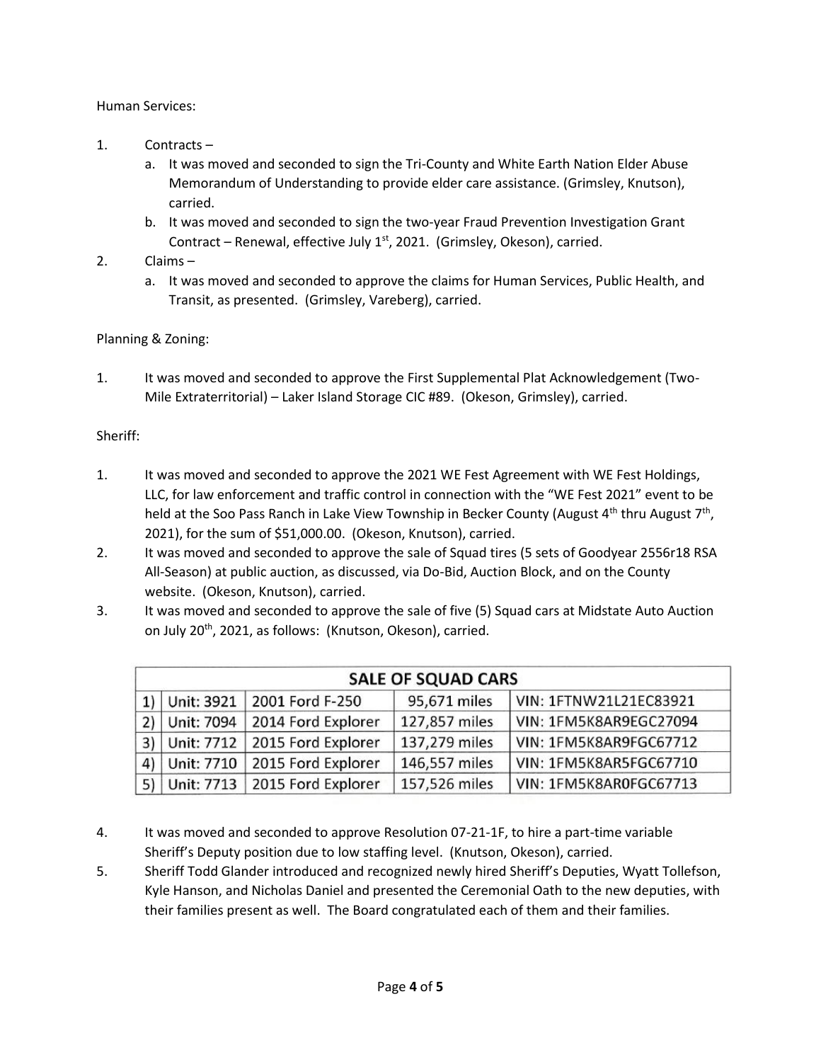Human Services:

1. Contracts –
   a. It was moved and seconded to sign the Tri-County and White Earth Nation Elder Abuse Memorandum of Understanding to provide elder care assistance. (Grimsley, Knutson), carried.
   b. It was moved and seconded to sign the two-year Fraud Prevention Investigation Grant Contract – Renewal, effective July 1st, 2021. (Grimsley, Okeson), carried.
2. Claims –
   a. It was moved and seconded to approve the claims for Human Services, Public Health, and Transit, as presented. (Grimsley, Vareberg), carried.

Planning & Zoning:

1. It was moved and seconded to approve the First Supplemental Plat Acknowledgement (Two-Mile Extraterritorial) – Laker Island Storage CIC #89. (Okeson, Grimsley), carried.

Sheriff:

1. It was moved and seconded to approve the 2021 WE Fest Agreement with WE Fest Holdings, LLC, for law enforcement and traffic control in connection with the "WE Fest 2021" event to be held at the Soo Pass Ranch in Lake View Township in Becker County (August 4th thru August 7th, 2021), for the sum of $51,000.00. (Okeson, Knutson), carried.
2. It was moved and seconded to approve the sale of Squad tires (5 sets of Goodyear 2556r18 RSA All-Season) at public auction, as discussed, via Do-Bid, Auction Block, and on the County website. (Okeson, Knutson), carried.
3. It was moved and seconded to approve the sale of five (5) Squad cars at Midstate Auto Auction on July 20th, 2021, as follows: (Knutson, Okeson), carried.

| SALE OF SQUAD CARS | | | | |
|---|---|---|---|---|
| 1) | Unit: 3921 | 2001 Ford F-250 | 95,671 miles | VIN: 1FTNW21L21EC83921 |
| 2) | Unit: 7094 | 2014 Ford Explorer | 127,857 miles | VIN: 1FM5K8AR9EGC27094 |
| 3) | Unit: 7712 | 2015 Ford Explorer | 137,279 miles | VIN: 1FM5K8AR9FGC67712 |
| 4) | Unit: 7710 | 2015 Ford Explorer | 146,557 miles | VIN: 1FM5K8AR5FGC67710 |
| 5) | Unit: 7713 | 2015 Ford Explorer | 157,526 miles | VIN: 1FM5K8AR0FGC67713 |

4. It was moved and seconded to approve Resolution 07-21-1F, to hire a part-time variable Sheriff's Deputy position due to low staffing level. (Knutson, Okeson), carried.
5. Sheriff Todd Glander introduced and recognized newly hired Sheriff's Deputies, Wyatt Tollefson, Kyle Hanson, and Nicholas Daniel and presented the Ceremonial Oath to the new deputies, with their families present as well. The Board congratulated each of them and their families.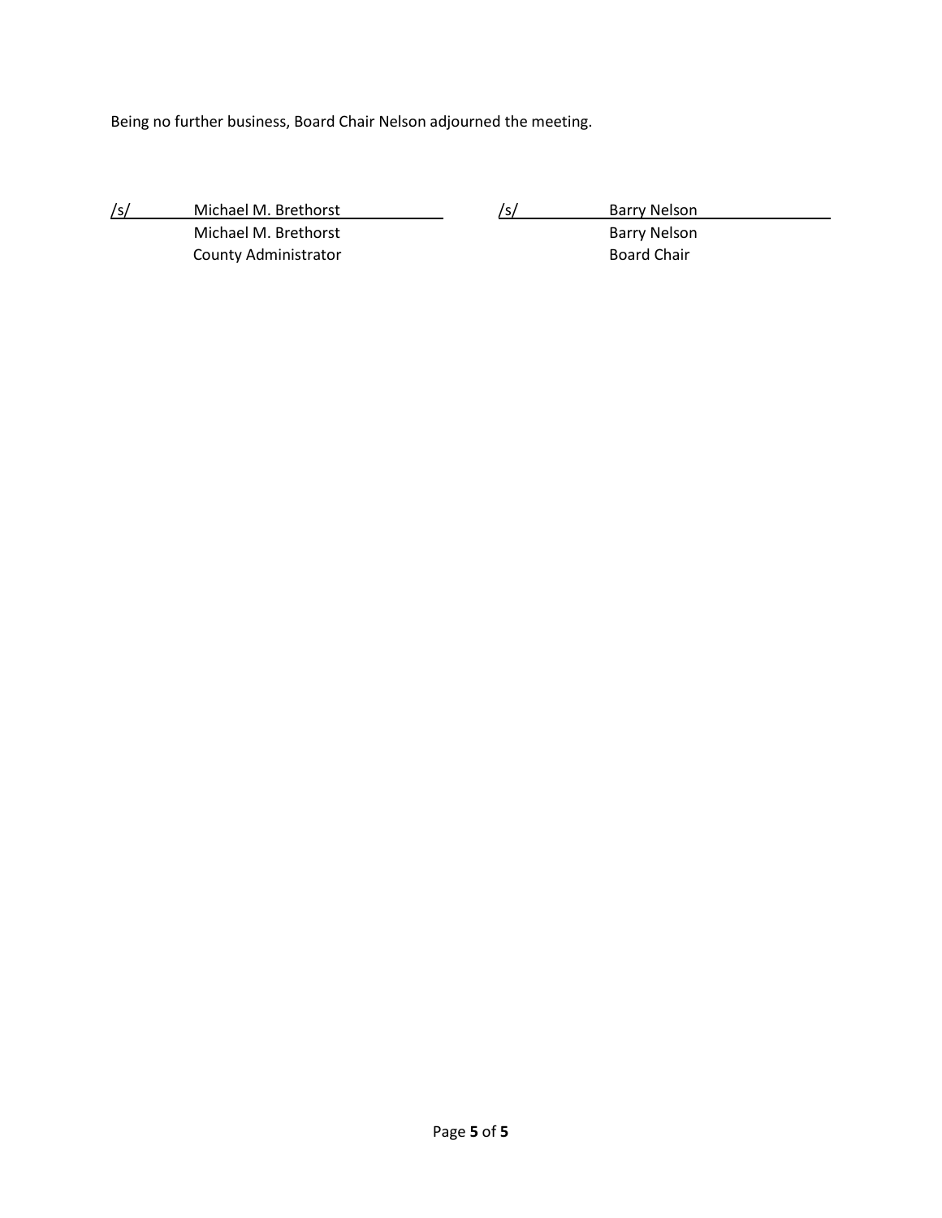Being no further business, Board Chair Nelson adjourned the meeting.

/s/ Michael M. Brethorst
Michael M. Brethorst
County Administrator

/s/ Barry Nelson
Barry Nelson
Board Chair